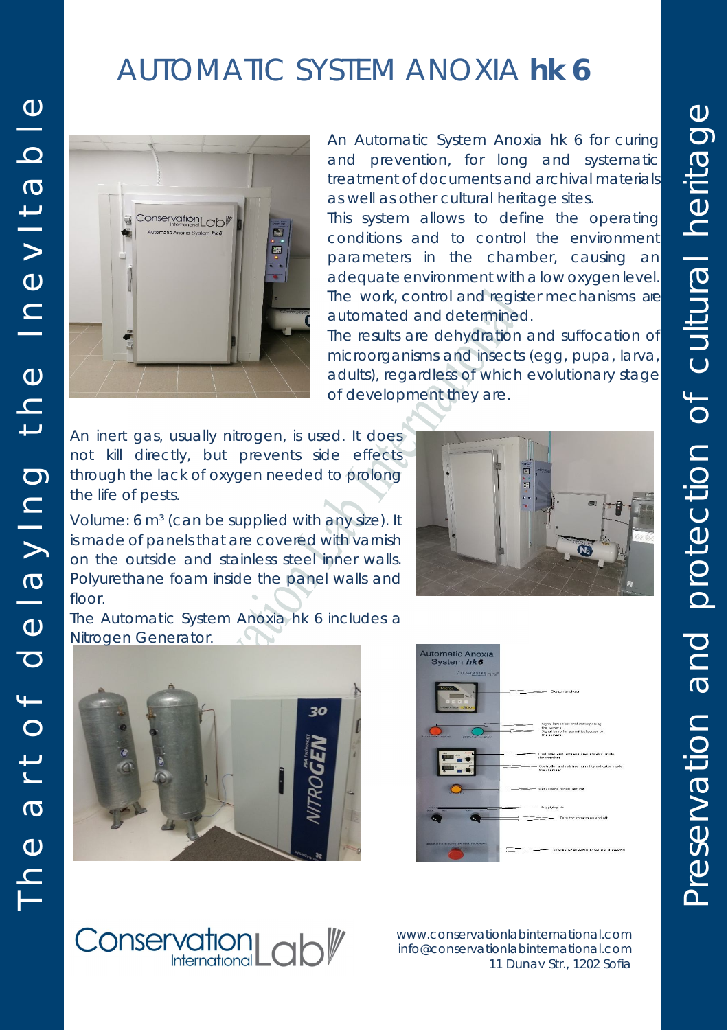# AUTOMATIC SYSTEM ANOXIA **hk 6**

The art of delaying the Inevitable

Preservation and protection of cultural heritage

An Automatic System Anoxia hk 6 for curing and prevention, for long and systematic treatment of documents and archival materials as well as other cultural heritage sites.

This system allows to define the operating conditions and to control the environment parameters in the chamber, causing an adequate environment with a low oxygen level. The work, control and register mechanisms are automated and determined.

The results are dehydration and suffocation of microorganisms and insects (egg, pupa, larva, adults), regardless of which evolutionary stage of development they are.

An inert gas, usually nitrogen, is used. It does not kill directly, but prevents side effects through the lack of oxygen needed to prolong the life of pests.

Volume: 6 m³ (can be supplied with any size). It is made of panels that are covered with varnish on the outside and stainless steel inner walls. Polyurethane foam inside the panel walls and floor.

The Automatic System Anoxia hk 6 includes a Nitrogen Generator.

Conservation Lab International

www.conservationlabinternational.com
info@conservationlabinternational.com
11 Dunav Str., 1202 Sofia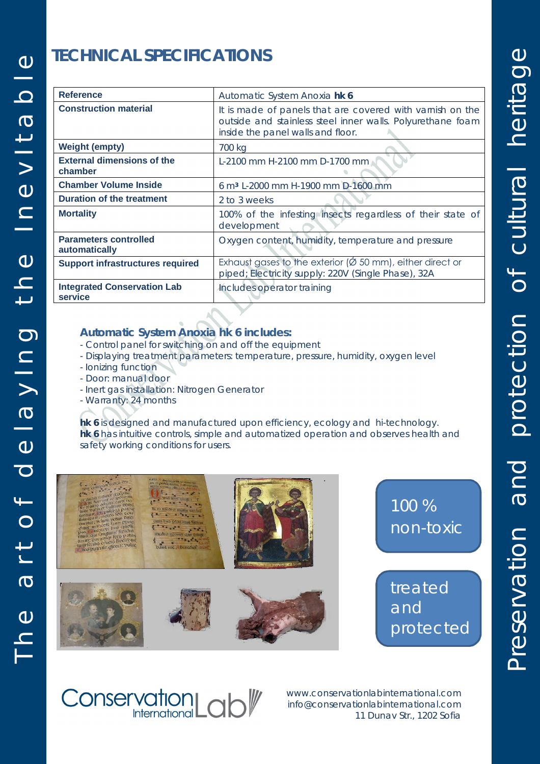# TECHNICAL SPECIFICATIONS

| | |
|---|---|
| **Reference** | Automatic System Anoxia **hk 6** |
| **Construction material** | It is made of panels that are covered with varnish on the outside and stainless steel inner walls. Polyurethane foam inside the panel walls and floor. |
| **Weight (empty)** | 700 kg |
| **External dimensions of the chamber** | L-2100 mm H-2100 mm D-1700 mm |
| **Chamber Volume Inside** | 6 m³ L-2000 mm H-1900 mm D-1600 mm |
| **Duration of the treatment** | 2 to 3 weeks |
| **Mortality** | 100% of the infesting insects regardless of their state of development |
| **Parameters controlled automatically** | Oxygen content, humidity, temperature and pressure |
| **Support infrastructures required** | Exhaust gases to the exterior (Ø 50 mm), either direct or piped; Electricity supply: 220V (Single Phase), 32A |
| **Integrated Conservation Lab service** | Includes operator training |

### Automatic System Anoxia hk 6 includes:

- Control panel for switching on and off the equipment
- Displaying treatment parameters: temperature, pressure, humidity, oxygen level
- Ionizing function
- Door: manual door
- Inert gas installation: Nitrogen Generator
- Warranty: 24 months

**hk 6** is designed and manufactured upon efficiency, ecology and hi-technology.
**hk 6** has intuitive controls, simple and automatized operation and observes health and safety working conditions for users.

100 % non-toxic

treated and protected

The art of delaying the Inevitable

Preservation and protection of cultural heritage

Conservation Lab International

www.conservationlabinternational.com
info@conservationlabinternational.com
11 Dunav Str., 1202 Sofia